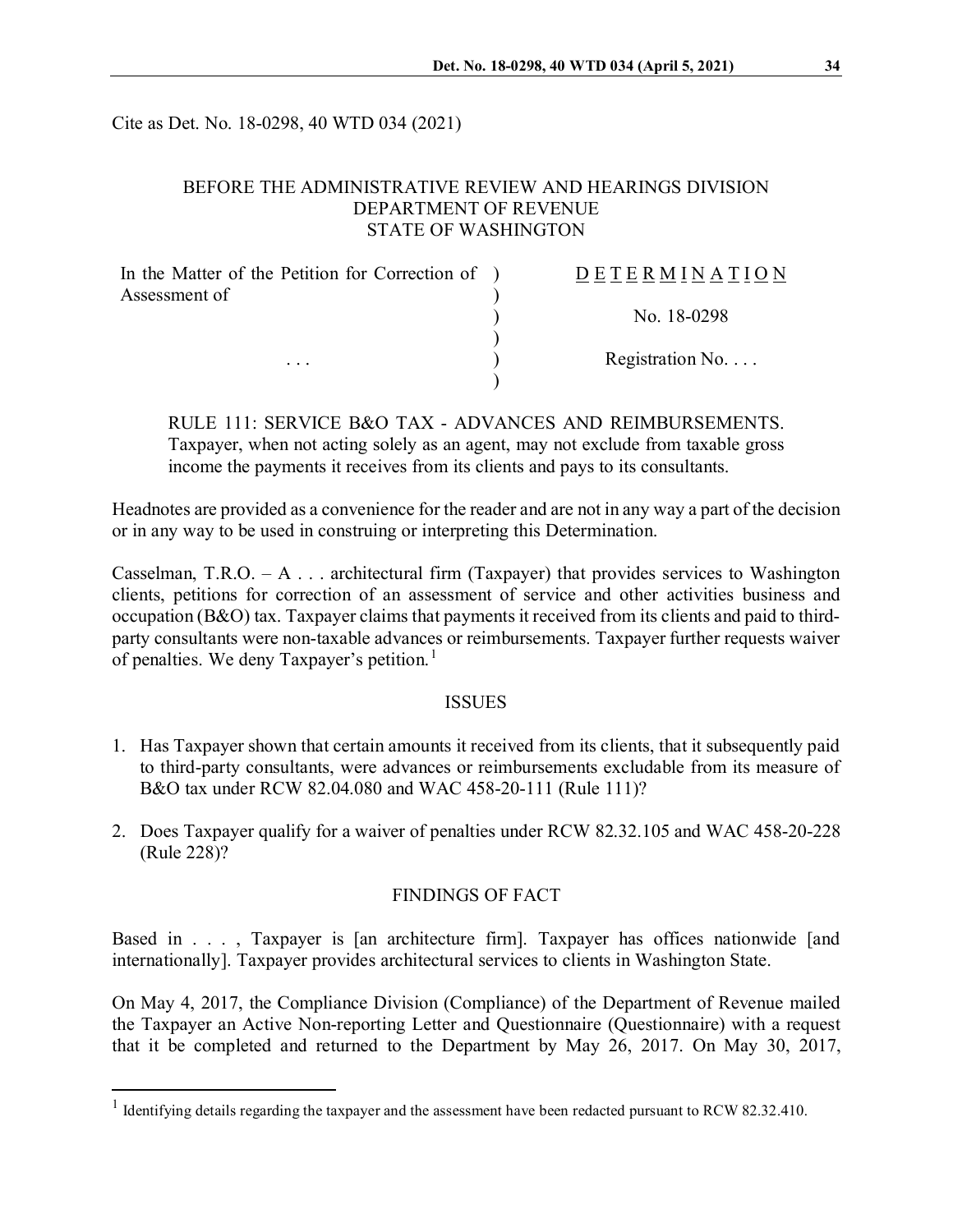Cite as Det. No. 18-0298, 40 WTD 034 (2021)

BEFORE THE ADMINISTRATIVE REVIEW AND HEARINGS DIVISION
DEPARTMENT OF REVENUE
STATE OF WASHINGTON

| | | |
|---|---|---|
| In the Matter of the Petition for Correction of Assessment of | ) | DETERMINATION |
| | ) | No. 18-0298 |
| . . . | ) | Registration No. . . . |

RULE 111: SERVICE B&O TAX - ADVANCES AND REIMBURSEMENTS. Taxpayer, when not acting solely as an agent, may not exclude from taxable gross income the payments it receives from its clients and pays to its consultants.

Headnotes are provided as a convenience for the reader and are not in any way a part of the decision or in any way to be used in construing or interpreting this Determination.

Casselman, T.R.O. – A . . . architectural firm (Taxpayer) that provides services to Washington clients, petitions for correction of an assessment of service and other activities business and occupation (B&O) tax. Taxpayer claims that payments it received from its clients and paid to third-party consultants were non-taxable advances or reimbursements. Taxpayer further requests waiver of penalties. We deny Taxpayer's petition.[1]

## ISSUES

1. Has Taxpayer shown that certain amounts it received from its clients, that it subsequently paid to third-party consultants, were advances or reimbursements excludable from its measure of B&O tax under RCW 82.04.080 and WAC 458-20-111 (Rule 111)?
2. Does Taxpayer qualify for a waiver of penalties under RCW 82.32.105 and WAC 458-20-228 (Rule 228)?

## FINDINGS OF FACT

Based in . . . , Taxpayer is [an architecture firm]. Taxpayer has offices nationwide [and internationally]. Taxpayer provides architectural services to clients in Washington State.

On May 4, 2017, the Compliance Division (Compliance) of the Department of Revenue mailed the Taxpayer an Active Non-reporting Letter and Questionnaire (Questionnaire) with a request that it be completed and returned to the Department by May 26, 2017. On May 30, 2017,

[1] Identifying details regarding the taxpayer and the assessment have been redacted pursuant to RCW 82.32.410.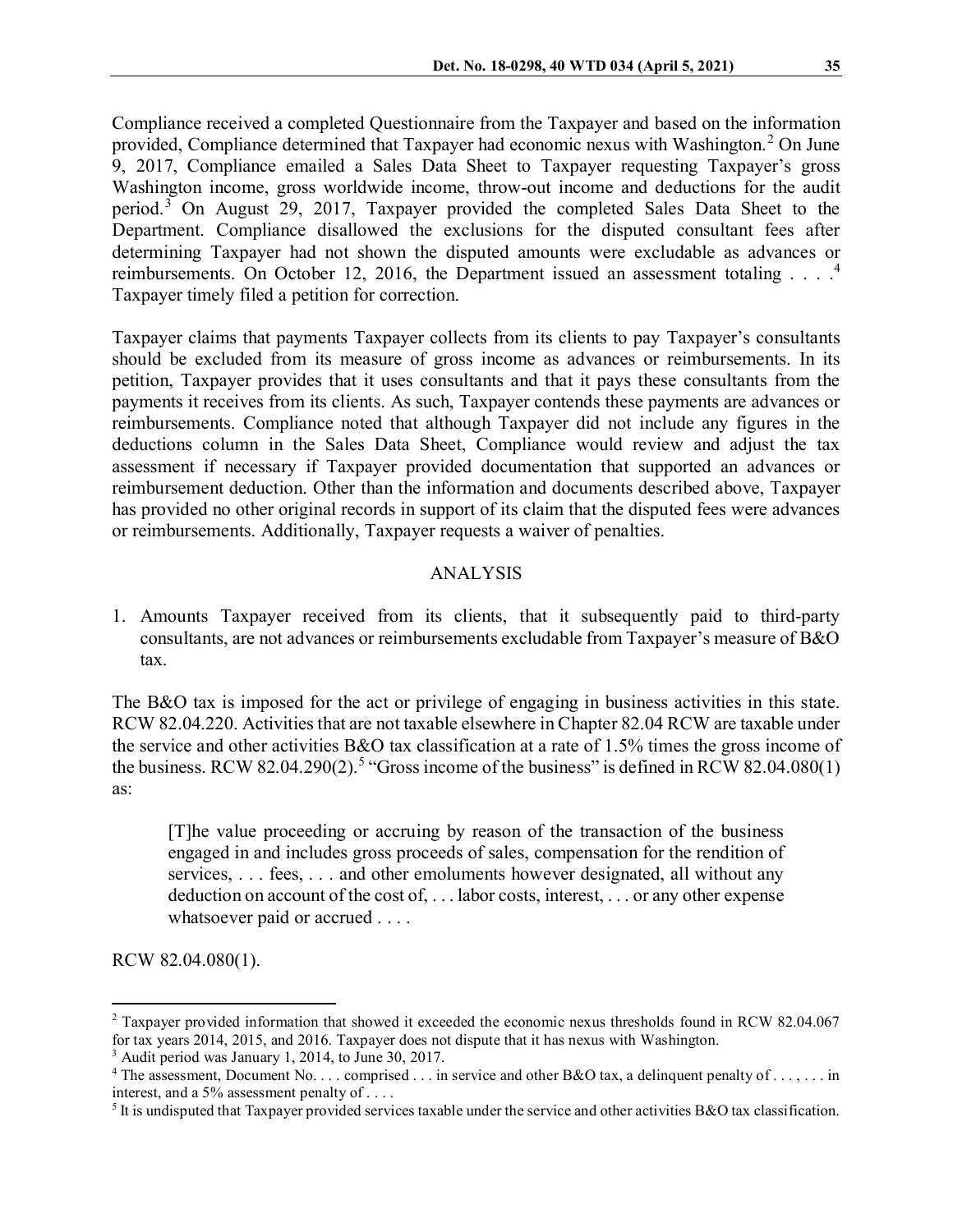Compliance received a completed Questionnaire from the Taxpayer and based on the information provided, Compliance determined that Taxpayer had economic nexus with Washington.[2] On June 9, 2017, Compliance emailed a Sales Data Sheet to Taxpayer requesting Taxpayer's gross Washington income, gross worldwide income, throw-out income and deductions for the audit period.[3] On August 29, 2017, Taxpayer provided the completed Sales Data Sheet to the Department. Compliance disallowed the exclusions for the disputed consultant fees after determining Taxpayer had not shown the disputed amounts were excludable as advances or reimbursements. On October 12, 2016, the Department issued an assessment totaling . . . .[4] Taxpayer timely filed a petition for correction.

Taxpayer claims that payments Taxpayer collects from its clients to pay Taxpayer's consultants should be excluded from its measure of gross income as advances or reimbursements. In its petition, Taxpayer provides that it uses consultants and that it pays these consultants from the payments it receives from its clients. As such, Taxpayer contends these payments are advances or reimbursements. Compliance noted that although Taxpayer did not include any figures in the deductions column in the Sales Data Sheet, Compliance would review and adjust the tax assessment if necessary if Taxpayer provided documentation that supported an advances or reimbursement deduction. Other than the information and documents described above, Taxpayer has provided no other original records in support of its claim that the disputed fees were advances or reimbursements. Additionally, Taxpayer requests a waiver of penalties.

## ANALYSIS

1. Amounts Taxpayer received from its clients, that it subsequently paid to third-party consultants, are not advances or reimbursements excludable from Taxpayer's measure of B&O tax.

The B&O tax is imposed for the act or privilege of engaging in business activities in this state. RCW 82.04.220. Activities that are not taxable elsewhere in Chapter 82.04 RCW are taxable under the service and other activities B&O tax classification at a rate of 1.5% times the gross income of the business. RCW 82.04.290(2).[5] "Gross income of the business" is defined in RCW 82.04.080(1) as:

> [T]he value proceeding or accruing by reason of the transaction of the business engaged in and includes gross proceeds of sales, compensation for the rendition of services, . . . fees, . . . and other emoluments however designated, all without any deduction on account of the cost of, . . . labor costs, interest, . . . or any other expense whatsoever paid or accrued . . . .

RCW 82.04.080(1).

---

[2] Taxpayer provided information that showed it exceeded the economic nexus thresholds found in RCW 82.04.067 for tax years 2014, 2015, and 2016. Taxpayer does not dispute that it has nexus with Washington.

[3] Audit period was January 1, 2014, to June 30, 2017.

[4] The assessment, Document No. . . . comprised . . . in service and other B&O tax, a delinquent penalty of . . . , . . . in interest, and a 5% assessment penalty of . . . .

[5] It is undisputed that Taxpayer provided services taxable under the service and other activities B&O tax classification.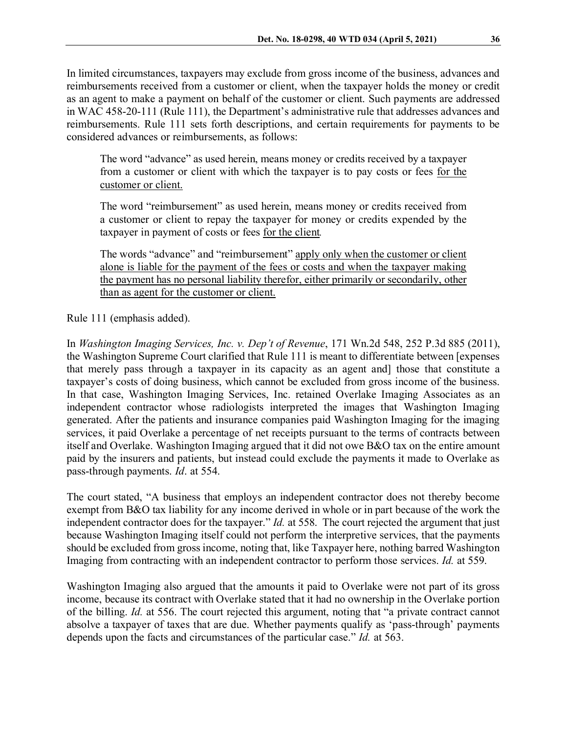In limited circumstances, taxpayers may exclude from gross income of the business, advances and reimbursements received from a customer or client, when the taxpayer holds the money or credit as an agent to make a payment on behalf of the customer or client. Such payments are addressed in WAC 458-20-111 (Rule 111), the Department's administrative rule that addresses advances and reimbursements. Rule 111 sets forth descriptions, and certain requirements for payments to be considered advances or reimbursements, as follows:

> The word "advance" as used herein, means money or credits received by a taxpayer from a customer or client with which the taxpayer is to pay costs or fees <u>for the customer or client.</u>
>
> The word "reimbursement" as used herein, means money or credits received from a customer or client to repay the taxpayer for money or credits expended by the taxpayer in payment of costs or fees <u>for the client</u>.
>
> The words "advance" and "reimbursement" <u>apply only when the customer or client alone is liable for the payment of the fees or costs and when the taxpayer making the payment has no personal liability therefor, either primarily or secondarily, other than as agent for the customer or client.</u>

Rule 111 (emphasis added).

In *Washington Imaging Services, Inc. v. Dep't of Revenue*, 171 Wn.2d 548, 252 P.3d 885 (2011), the Washington Supreme Court clarified that Rule 111 is meant to differentiate between [expenses that merely pass through a taxpayer in its capacity as an agent and] those that constitute a taxpayer's costs of doing business, which cannot be excluded from gross income of the business. In that case, Washington Imaging Services, Inc. retained Overlake Imaging Associates as an independent contractor whose radiologists interpreted the images that Washington Imaging generated. After the patients and insurance companies paid Washington Imaging for the imaging services, it paid Overlake a percentage of net receipts pursuant to the terms of contracts between itself and Overlake. Washington Imaging argued that it did not owe B&O tax on the entire amount paid by the insurers and patients, but instead could exclude the payments it made to Overlake as pass-through payments. *Id*. at 554.

The court stated, "A business that employs an independent contractor does not thereby become exempt from B&O tax liability for any income derived in whole or in part because of the work the independent contractor does for the taxpayer." *Id.* at 558. The court rejected the argument that just because Washington Imaging itself could not perform the interpretive services, that the payments should be excluded from gross income, noting that, like Taxpayer here, nothing barred Washington Imaging from contracting with an independent contractor to perform those services. *Id.* at 559.

Washington Imaging also argued that the amounts it paid to Overlake were not part of its gross income, because its contract with Overlake stated that it had no ownership in the Overlake portion of the billing. *Id.* at 556. The court rejected this argument, noting that "a private contract cannot absolve a taxpayer of taxes that are due. Whether payments qualify as 'pass-through' payments depends upon the facts and circumstances of the particular case." *Id.* at 563.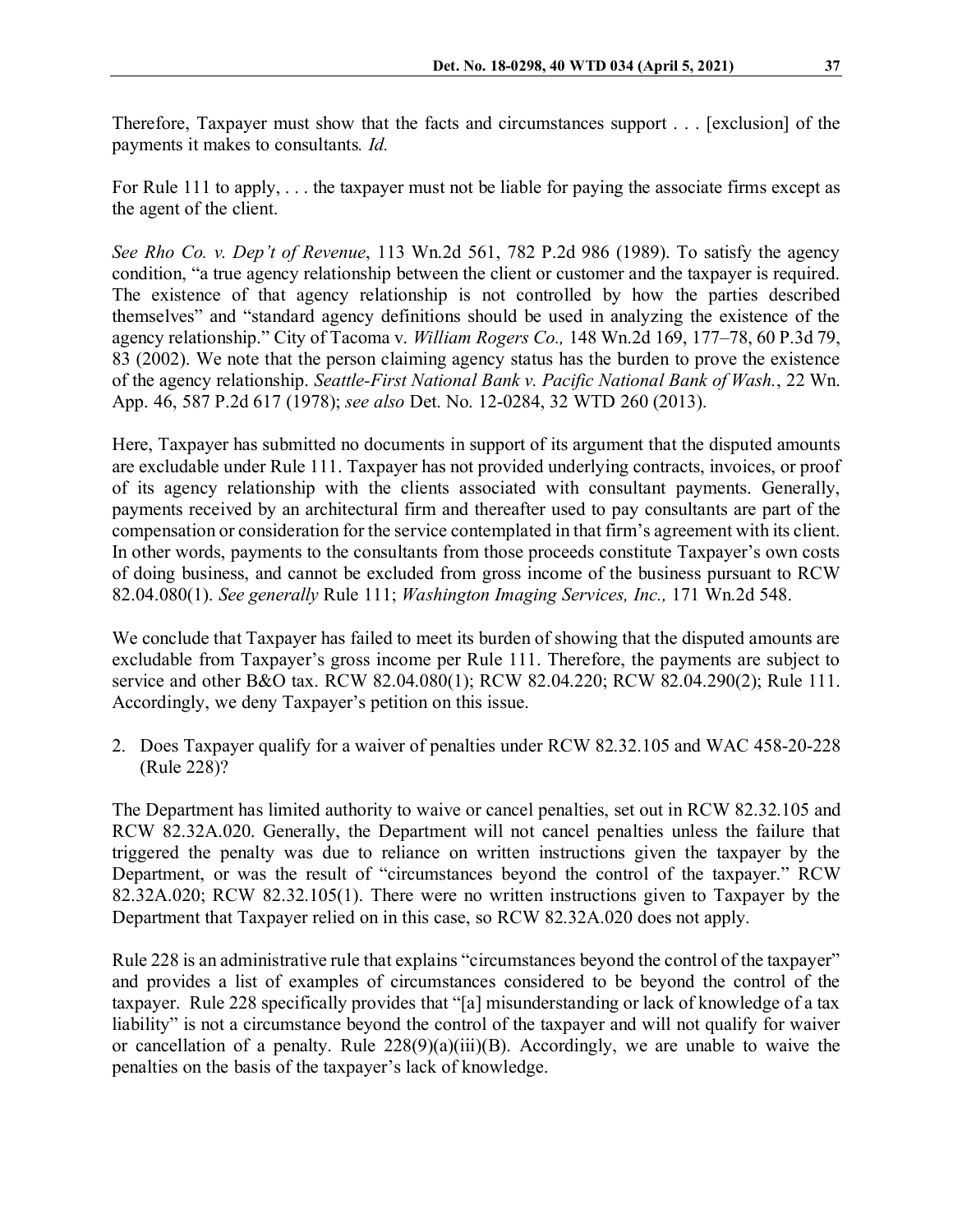Therefore, Taxpayer must show that the facts and circumstances support . . . [exclusion] of the payments it makes to consultants. *Id.*

For Rule 111 to apply, . . . the taxpayer must not be liable for paying the associate firms except as the agent of the client.

*See Rho Co. v. Dep't of Revenue*, 113 Wn.2d 561, 782 P.2d 986 (1989). To satisfy the agency condition, "a true agency relationship between the client or customer and the taxpayer is required. The existence of that agency relationship is not controlled by how the parties described themselves" and "standard agency definitions should be used in analyzing the existence of the agency relationship." City of Tacoma v. *William Rogers Co.,* 148 Wn.2d 169, 177–78, 60 P.3d 79, 83 (2002). We note that the person claiming agency status has the burden to prove the existence of the agency relationship. *Seattle-First National Bank v. Pacific National Bank of Wash.*, 22 Wn. App. 46, 587 P.2d 617 (1978); *see also* Det. No. 12-0284, 32 WTD 260 (2013).

Here, Taxpayer has submitted no documents in support of its argument that the disputed amounts are excludable under Rule 111. Taxpayer has not provided underlying contracts, invoices, or proof of its agency relationship with the clients associated with consultant payments. Generally, payments received by an architectural firm and thereafter used to pay consultants are part of the compensation or consideration for the service contemplated in that firm's agreement with its client. In other words, payments to the consultants from those proceeds constitute Taxpayer's own costs of doing business, and cannot be excluded from gross income of the business pursuant to RCW 82.04.080(1). *See generally* Rule 111; *Washington Imaging Services, Inc.,* 171 Wn.2d 548.

We conclude that Taxpayer has failed to meet its burden of showing that the disputed amounts are excludable from Taxpayer's gross income per Rule 111. Therefore, the payments are subject to service and other B&O tax. RCW 82.04.080(1); RCW 82.04.220; RCW 82.04.290(2); Rule 111. Accordingly, we deny Taxpayer's petition on this issue.

2. Does Taxpayer qualify for a waiver of penalties under RCW 82.32.105 and WAC 458-20-228 (Rule 228)?

The Department has limited authority to waive or cancel penalties, set out in RCW 82.32.105 and RCW 82.32A.020. Generally, the Department will not cancel penalties unless the failure that triggered the penalty was due to reliance on written instructions given the taxpayer by the Department, or was the result of "circumstances beyond the control of the taxpayer." RCW 82.32A.020; RCW 82.32.105(1). There were no written instructions given to Taxpayer by the Department that Taxpayer relied on in this case, so RCW 82.32A.020 does not apply.

Rule 228 is an administrative rule that explains "circumstances beyond the control of the taxpayer" and provides a list of examples of circumstances considered to be beyond the control of the taxpayer. Rule 228 specifically provides that "[a] misunderstanding or lack of knowledge of a tax liability" is not a circumstance beyond the control of the taxpayer and will not qualify for waiver or cancellation of a penalty. Rule 228(9)(a)(iii)(B). Accordingly, we are unable to waive the penalties on the basis of the taxpayer's lack of knowledge.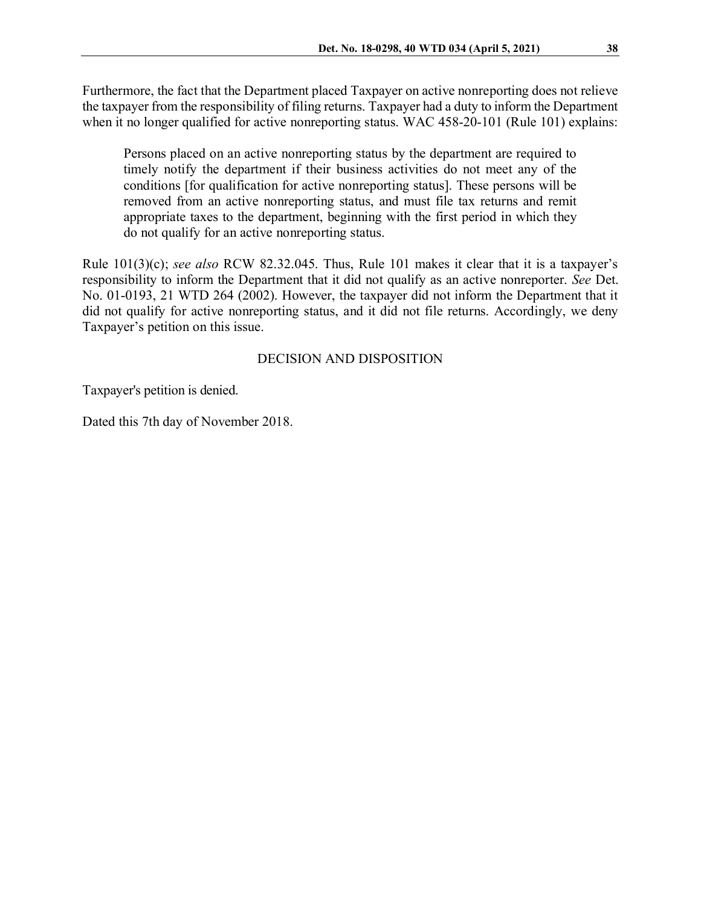Furthermore, the fact that the Department placed Taxpayer on active nonreporting does not relieve the taxpayer from the responsibility of filing returns. Taxpayer had a duty to inform the Department when it no longer qualified for active nonreporting status. WAC 458-20-101 (Rule 101) explains:

> Persons placed on an active nonreporting status by the department are required to timely notify the department if their business activities do not meet any of the conditions [for qualification for active nonreporting status]. These persons will be removed from an active nonreporting status, and must file tax returns and remit appropriate taxes to the department, beginning with the first period in which they do not qualify for an active nonreporting status.

Rule 101(3)(c); *see also* RCW 82.32.045. Thus, Rule 101 makes it clear that it is a taxpayer's responsibility to inform the Department that it did not qualify as an active nonreporter. *See* Det. No. 01-0193, 21 WTD 264 (2002). However, the taxpayer did not inform the Department that it did not qualify for active nonreporting status, and it did not file returns. Accordingly, we deny Taxpayer's petition on this issue.

## DECISION AND DISPOSITION

Taxpayer's petition is denied.

Dated this 7th day of November 2018.